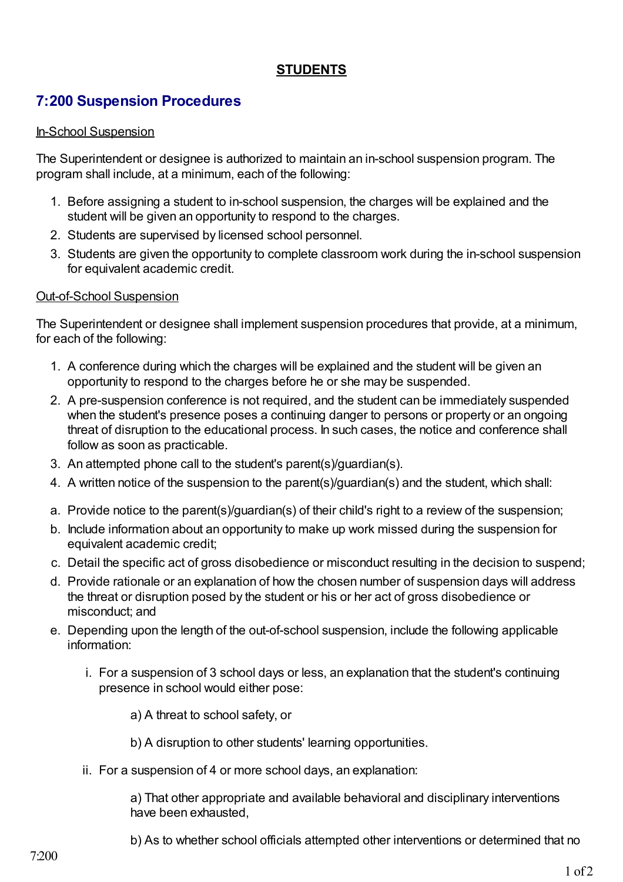**STUDENTS**

## 7:200 Suspension Procedures

In-School Suspension

The Superintendent or designee is authorized to maintain an in-school suspension program. The program shall include, at a minimum, each of the following:

1. Before assigning a student to in-school suspension, the charges will be explained and the student will be given an opportunity to respond to the charges.
2. Students are supervised by licensed school personnel.
3. Students are given the opportunity to complete classroom work during the in-school suspension for equivalent academic credit.

Out-of-School Suspension

The Superintendent or designee shall implement suspension procedures that provide, at a minimum, for each of the following:

1. A conference during which the charges will be explained and the student will be given an opportunity to respond to the charges before he or she may be suspended.
2. A pre-suspension conference is not required, and the student can be immediately suspended when the student's presence poses a continuing danger to persons or property or an ongoing threat of disruption to the educational process. In such cases, the notice and conference shall follow as soon as practicable.
3. An attempted phone call to the student's parent(s)/guardian(s).
4. A written notice of the suspension to the parent(s)/guardian(s) and the student, which shall:

a. Provide notice to the parent(s)/guardian(s) of their child's right to a review of the suspension;

b. Include information about an opportunity to make up work missed during the suspension for equivalent academic credit;

c. Detail the specific act of gross disobedience or misconduct resulting in the decision to suspend;

d. Provide rationale or an explanation of how the chosen number of suspension days will address the threat or disruption posed by the student or his or her act of gross disobedience or misconduct; and

e. Depending upon the length of the out-of-school suspension, include the following applicable information:

   i. For a suspension of 3 school days or less, an explanation that the student's continuing presence in school would either pose:

      a) A threat to school safety, or

      b) A disruption to other students' learning opportunities.

   ii. For a suspension of 4 or more school days, an explanation:

      a) That other appropriate and available behavioral and disciplinary interventions have been exhausted,

      b) As to whether school officials attempted other interventions or determined that no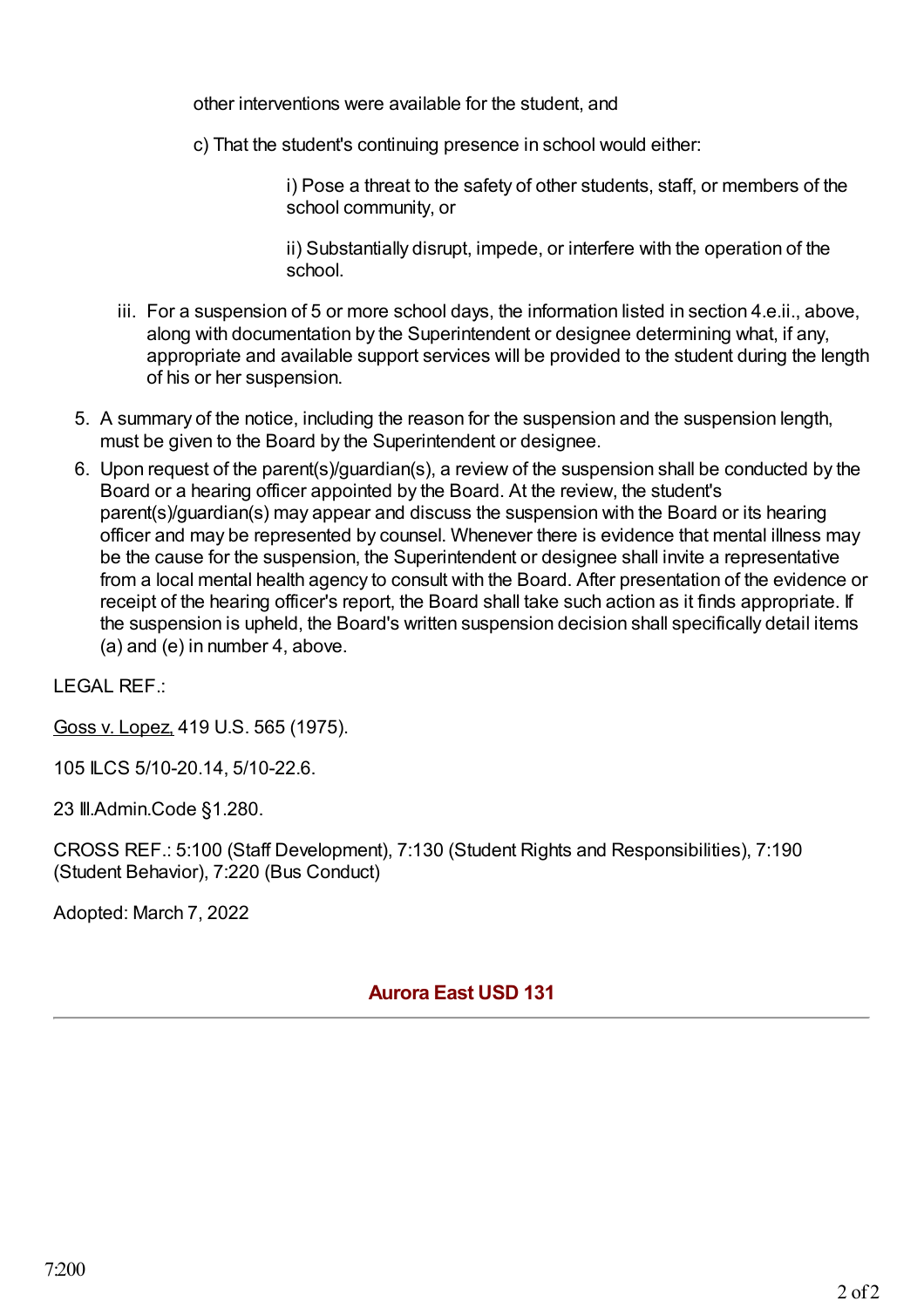other interventions were available for the student, and

c) That the student's continuing presence in school would either:

i) Pose a threat to the safety of other students, staff, or members of the school community, or

ii) Substantially disrupt, impede, or interfere with the operation of the school.

iii. For a suspension of 5 or more school days, the information listed in section 4.e.ii., above, along with documentation by the Superintendent or designee determining what, if any, appropriate and available support services will be provided to the student during the length of his or her suspension.

5. A summary of the notice, including the reason for the suspension and the suspension length, must be given to the Board by the Superintendent or designee.
6. Upon request of the parent(s)/guardian(s), a review of the suspension shall be conducted by the Board or a hearing officer appointed by the Board. At the review, the student's parent(s)/guardian(s) may appear and discuss the suspension with the Board or its hearing officer and may be represented by counsel. Whenever there is evidence that mental illness may be the cause for the suspension, the Superintendent or designee shall invite a representative from a local mental health agency to consult with the Board. After presentation of the evidence or receipt of the hearing officer's report, the Board shall take such action as it finds appropriate. If the suspension is upheld, the Board's written suspension decision shall specifically detail items (a) and (e) in number 4, above.

LEGAL REF.:

Goss v. Lopez, 419 U.S. 565 (1975).

105 ILCS 5/10-20.14, 5/10-22.6.

23 Ill.Admin.Code §1.280.

CROSS REF.: 5:100 (Staff Development), 7:130 (Student Rights and Responsibilities), 7:190 (Student Behavior), 7:220 (Bus Conduct)

Adopted: March 7, 2022

**Aurora East USD 131**